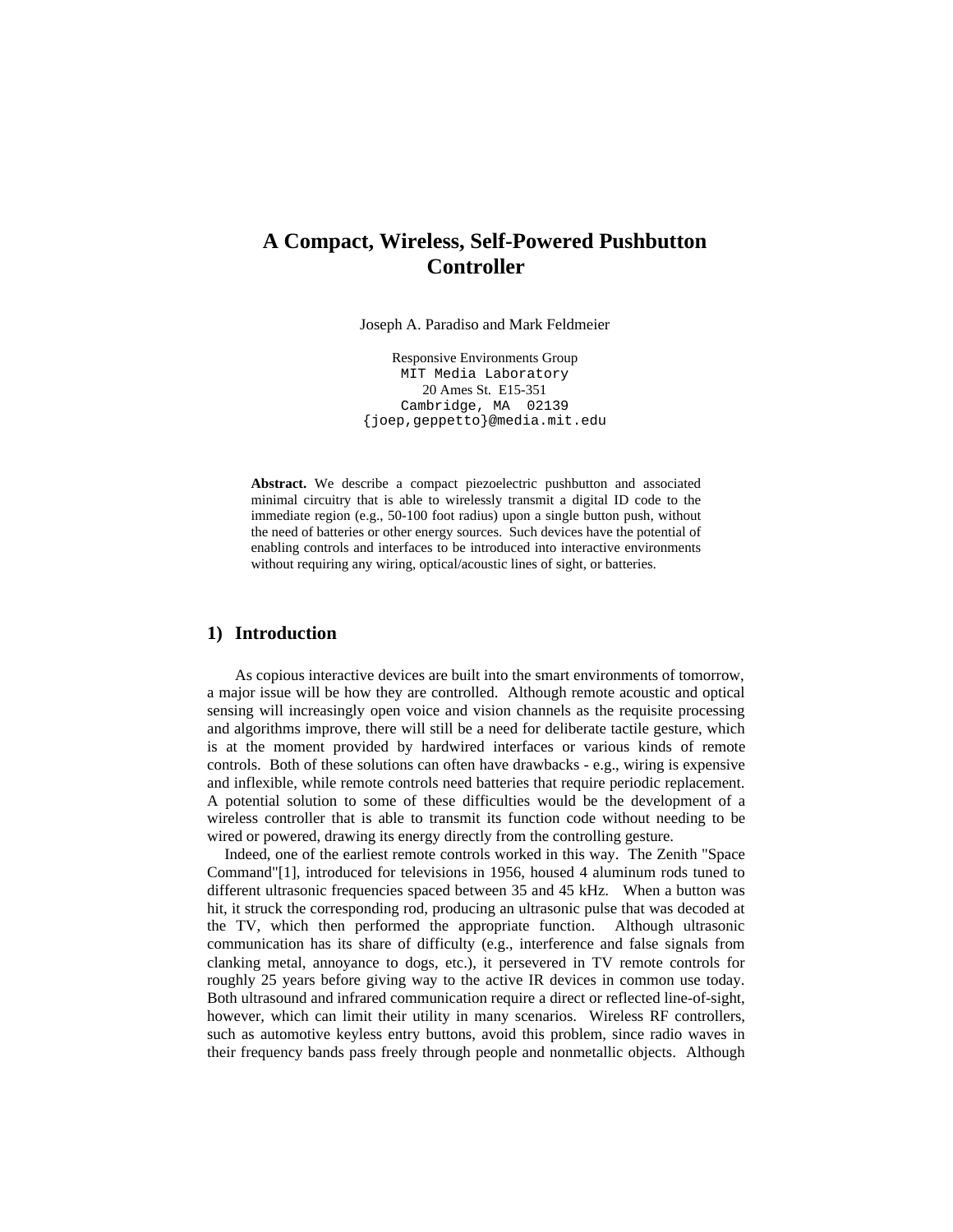# A Compact, Wireless, Self-Powered Pushbutton Controller

Joseph A. Paradiso and Mark Feldmeier

Responsive Environments Group
MIT Media Laboratory
20 Ames St. E15-351
Cambridge, MA 02139
{joep,geppetto}@media.mit.edu

**Abstract.** We describe a compact piezoelectric pushbutton and associated minimal circuitry that is able to wirelessly transmit a digital ID code to the immediate region (e.g., 50-100 foot radius) upon a single button push, without the need of batteries or other energy sources. Such devices have the potential of enabling controls and interfaces to be introduced into interactive environments without requiring any wiring, optical/acoustic lines of sight, or batteries.

## 1) Introduction

As copious interactive devices are built into the smart environments of tomorrow, a major issue will be how they are controlled. Although remote acoustic and optical sensing will increasingly open voice and vision channels as the requisite processing and algorithms improve, there will still be a need for deliberate tactile gesture, which is at the moment provided by hardwired interfaces or various kinds of remote controls. Both of these solutions can often have drawbacks - e.g., wiring is expensive and inflexible, while remote controls need batteries that require periodic replacement. A potential solution to some of these difficulties would be the development of a wireless controller that is able to transmit its function code without needing to be wired or powered, drawing its energy directly from the controlling gesture.

Indeed, one of the earliest remote controls worked in this way. The Zenith "Space Command"[1], introduced for televisions in 1956, housed 4 aluminum rods tuned to different ultrasonic frequencies spaced between 35 and 45 kHz. When a button was hit, it struck the corresponding rod, producing an ultrasonic pulse that was decoded at the TV, which then performed the appropriate function. Although ultrasonic communication has its share of difficulty (e.g., interference and false signals from clanking metal, annoyance to dogs, etc.), it persevered in TV remote controls for roughly 25 years before giving way to the active IR devices in common use today. Both ultrasound and infrared communication require a direct or reflected line-of-sight, however, which can limit their utility in many scenarios. Wireless RF controllers, such as automotive keyless entry buttons, avoid this problem, since radio waves in their frequency bands pass freely through people and nonmetallic objects. Although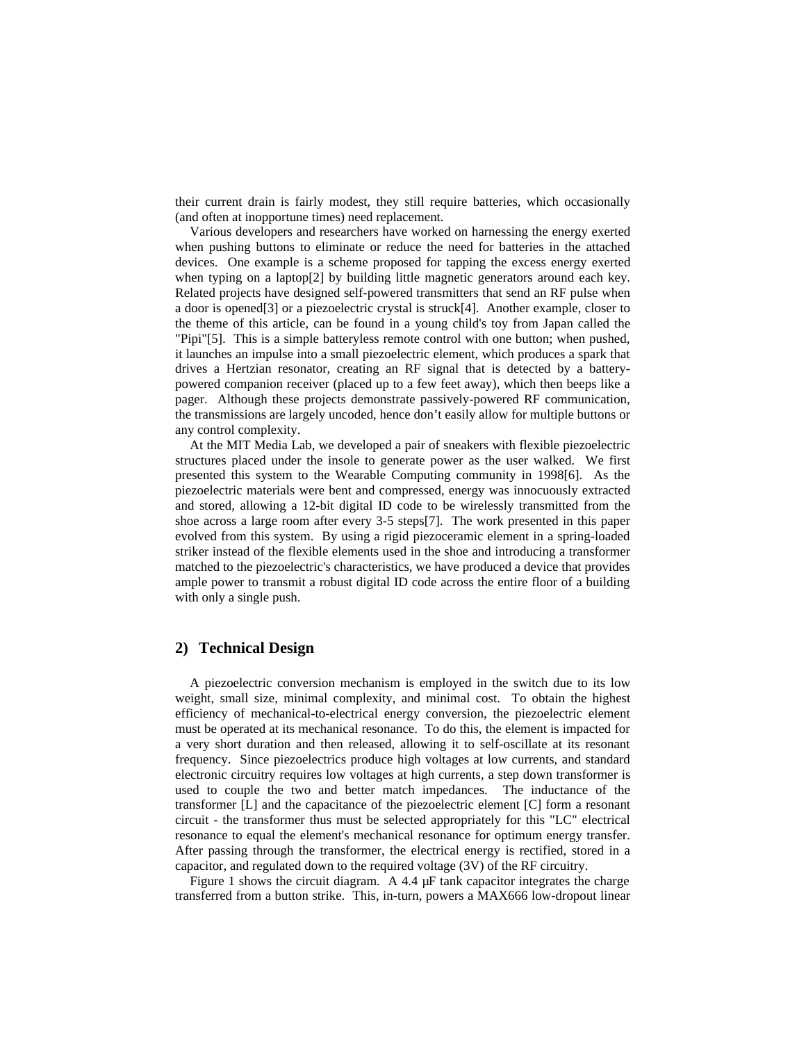their current drain is fairly modest, they still require batteries, which occasionally (and often at inopportune times) need replacement.

Various developers and researchers have worked on harnessing the energy exerted when pushing buttons to eliminate or reduce the need for batteries in the attached devices. One example is a scheme proposed for tapping the excess energy exerted when typing on a laptop[2] by building little magnetic generators around each key. Related projects have designed self-powered transmitters that send an RF pulse when a door is opened[3] or a piezoelectric crystal is struck[4]. Another example, closer to the theme of this article, can be found in a young child's toy from Japan called the "Pipi"[5]. This is a simple batteryless remote control with one button; when pushed, it launches an impulse into a small piezoelectric element, which produces a spark that drives a Hertzian resonator, creating an RF signal that is detected by a battery-powered companion receiver (placed up to a few feet away), which then beeps like a pager. Although these projects demonstrate passively-powered RF communication, the transmissions are largely uncoded, hence don't easily allow for multiple buttons or any control complexity.

At the MIT Media Lab, we developed a pair of sneakers with flexible piezoelectric structures placed under the insole to generate power as the user walked. We first presented this system to the Wearable Computing community in 1998[6]. As the piezoelectric materials were bent and compressed, energy was innocuously extracted and stored, allowing a 12-bit digital ID code to be wirelessly transmitted from the shoe across a large room after every 3-5 steps[7]. The work presented in this paper evolved from this system. By using a rigid piezoceramic element in a spring-loaded striker instead of the flexible elements used in the shoe and introducing a transformer matched to the piezoelectric's characteristics, we have produced a device that provides ample power to transmit a robust digital ID code across the entire floor of a building with only a single push.

## 2) Technical Design

A piezoelectric conversion mechanism is employed in the switch due to its low weight, small size, minimal complexity, and minimal cost. To obtain the highest efficiency of mechanical-to-electrical energy conversion, the piezoelectric element must be operated at its mechanical resonance. To do this, the element is impacted for a very short duration and then released, allowing it to self-oscillate at its resonant frequency. Since piezoelectrics produce high voltages at low currents, and standard electronic circuitry requires low voltages at high currents, a step down transformer is used to couple the two and better match impedances. The inductance of the transformer [L] and the capacitance of the piezoelectric element [C] form a resonant circuit - the transformer thus must be selected appropriately for this "LC" electrical resonance to equal the element's mechanical resonance for optimum energy transfer. After passing through the transformer, the electrical energy is rectified, stored in a capacitor, and regulated down to the required voltage (3V) of the RF circuitry.

Figure 1 shows the circuit diagram. A 4.4 μF tank capacitor integrates the charge transferred from a button strike. This, in-turn, powers a MAX666 low-dropout linear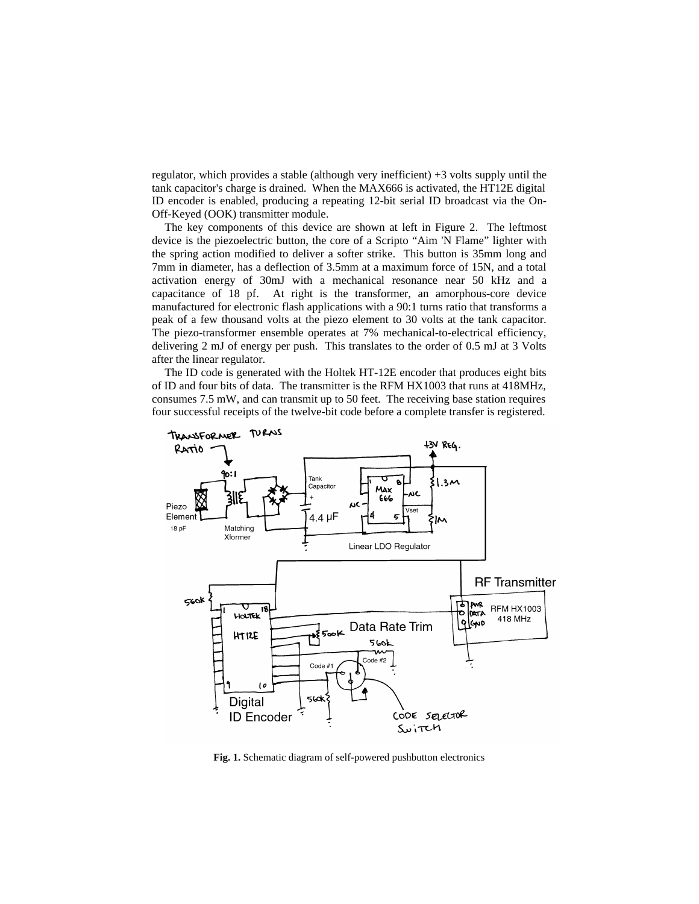regulator, which provides a stable (although very inefficient) +3 volts supply until the tank capacitor's charge is drained. When the MAX666 is activated, the HT12E digital ID encoder is enabled, producing a repeating 12-bit serial ID broadcast via the On-Off-Keyed (OOK) transmitter module.

The key components of this device are shown at left in Figure 2. The leftmost device is the piezoelectric button, the core of a Scripto "Aim 'N Flame" lighter with the spring action modified to deliver a softer strike. This button is 35mm long and 7mm in diameter, has a deflection of 3.5mm at a maximum force of 15N, and a total activation energy of 30mJ with a mechanical resonance near 50 kHz and a capacitance of 18 pf. At right is the transformer, an amorphous-core device manufactured for electronic flash applications with a 90:1 turns ratio that transforms a peak of a few thousand volts at the piezo element to 30 volts at the tank capacitor. The piezo-transformer ensemble operates at 7% mechanical-to-electrical efficiency, delivering 2 mJ of energy per push. This translates to the order of 0.5 mJ at 3 Volts after the linear regulator.

The ID code is generated with the Holtek HT-12E encoder that produces eight bits of ID and four bits of data. The transmitter is the RFM HX1003 that runs at 418MHz, consumes 7.5 mW, and can transmit up to 50 feet. The receiving base station requires four successful receipts of the twelve-bit code before a complete transfer is registered.

**Fig. 1.** Schematic diagram of self-powered pushbutton electronics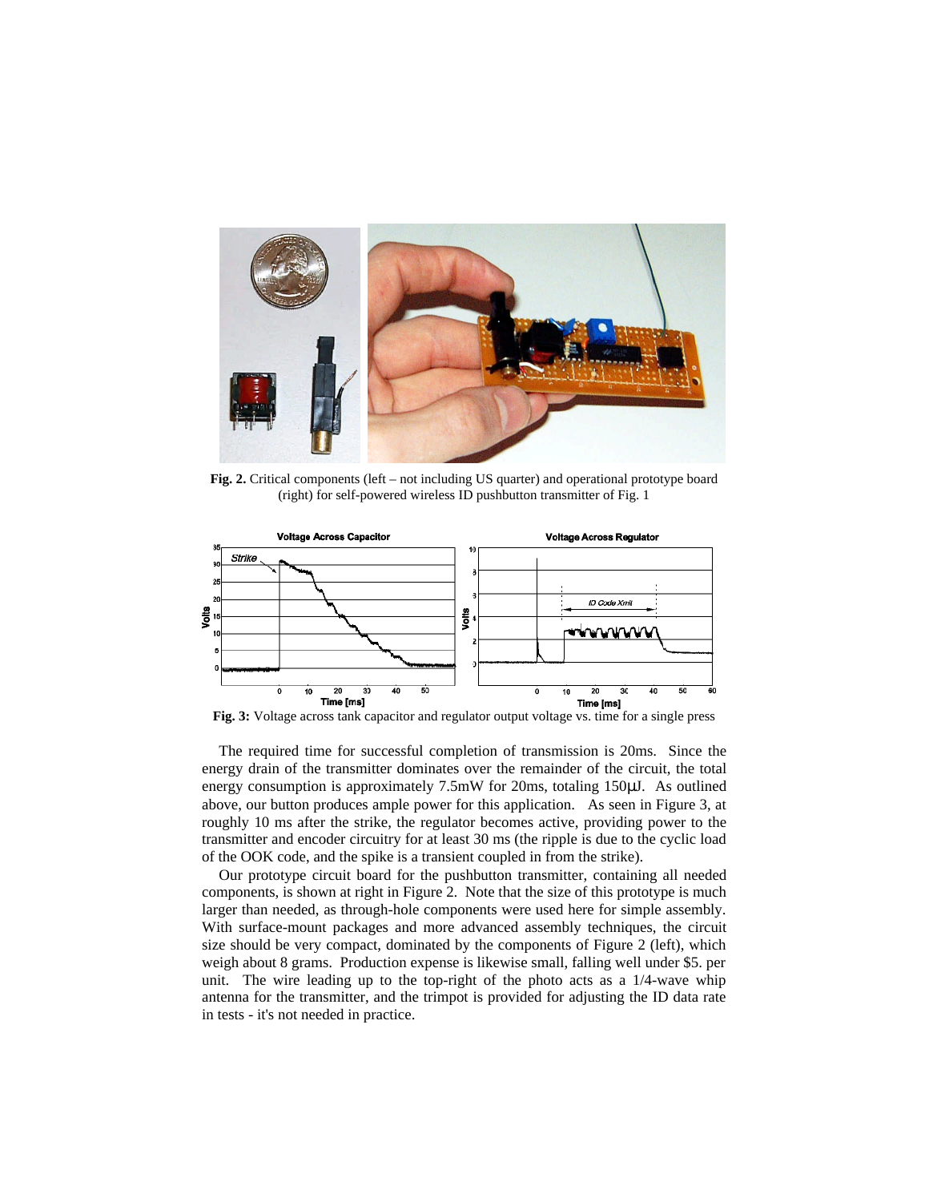**Fig. 2.** Critical components (left – not including US quarter) and operational prototype board (right) for self-powered wireless ID pushbutton transmitter of Fig. 1

**Fig. 3:** Voltage across tank capacitor and regulator output voltage vs. time for a single press

The required time for successful completion of transmission is 20ms. Since the energy drain of the transmitter dominates over the remainder of the circuit, the total energy consumption is approximately 7.5mW for 20ms, totaling 150μJ. As outlined above, our button produces ample power for this application. As seen in Figure 3, at roughly 10 ms after the strike, the regulator becomes active, providing power to the transmitter and encoder circuitry for at least 30 ms (the ripple is due to the cyclic load of the OOK code, and the spike is a transient coupled in from the strike).

Our prototype circuit board for the pushbutton transmitter, containing all needed components, is shown at right in Figure 2. Note that the size of this prototype is much larger than needed, as through-hole components were used here for simple assembly. With surface-mount packages and more advanced assembly techniques, the circuit size should be very compact, dominated by the components of Figure 2 (left), which weigh about 8 grams. Production expense is likewise small, falling well under $5. per unit. The wire leading up to the top-right of the photo acts as a 1/4-wave whip antenna for the transmitter, and the trimpot is provided for adjusting the ID data rate in tests - it's not needed in practice.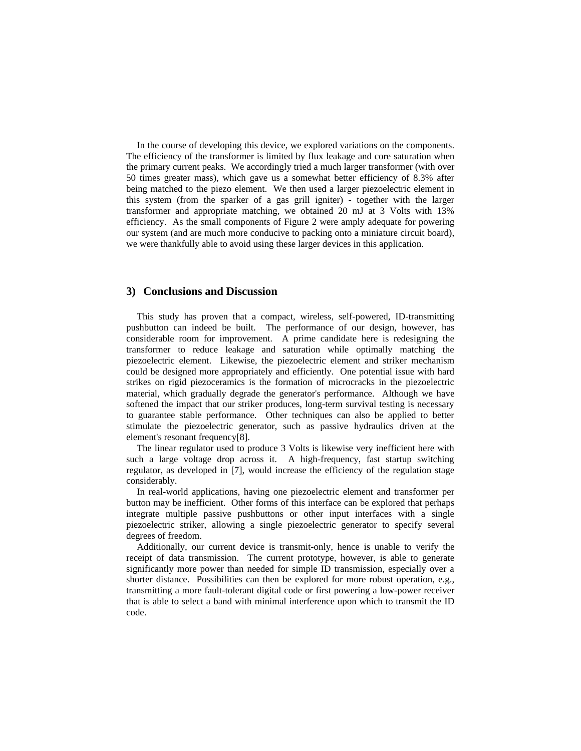In the course of developing this device, we explored variations on the components. The efficiency of the transformer is limited by flux leakage and core saturation when the primary current peaks. We accordingly tried a much larger transformer (with over 50 times greater mass), which gave us a somewhat better efficiency of 8.3% after being matched to the piezo element. We then used a larger piezoelectric element in this system (from the sparker of a gas grill igniter) - together with the larger transformer and appropriate matching, we obtained 20 mJ at 3 Volts with 13% efficiency. As the small components of Figure 2 were amply adequate for powering our system (and are much more conducive to packing onto a miniature circuit board), we were thankfully able to avoid using these larger devices in this application.

## 3) Conclusions and Discussion

This study has proven that a compact, wireless, self-powered, ID-transmitting pushbutton can indeed be built. The performance of our design, however, has considerable room for improvement. A prime candidate here is redesigning the transformer to reduce leakage and saturation while optimally matching the piezoelectric element. Likewise, the piezoelectric element and striker mechanism could be designed more appropriately and efficiently. One potential issue with hard strikes on rigid piezoceramics is the formation of microcracks in the piezoelectric material, which gradually degrade the generator's performance. Although we have softened the impact that our striker produces, long-term survival testing is necessary to guarantee stable performance. Other techniques can also be applied to better stimulate the piezoelectric generator, such as passive hydraulics driven at the element's resonant frequency[8].

The linear regulator used to produce 3 Volts is likewise very inefficient here with such a large voltage drop across it. A high-frequency, fast startup switching regulator, as developed in [7], would increase the efficiency of the regulation stage considerably.

In real-world applications, having one piezoelectric element and transformer per button may be inefficient. Other forms of this interface can be explored that perhaps integrate multiple passive pushbuttons or other input interfaces with a single piezoelectric striker, allowing a single piezoelectric generator to specify several degrees of freedom.

Additionally, our current device is transmit-only, hence is unable to verify the receipt of data transmission. The current prototype, however, is able to generate significantly more power than needed for simple ID transmission, especially over a shorter distance. Possibilities can then be explored for more robust operation, e.g., transmitting a more fault-tolerant digital code or first powering a low-power receiver that is able to select a band with minimal interference upon which to transmit the ID code.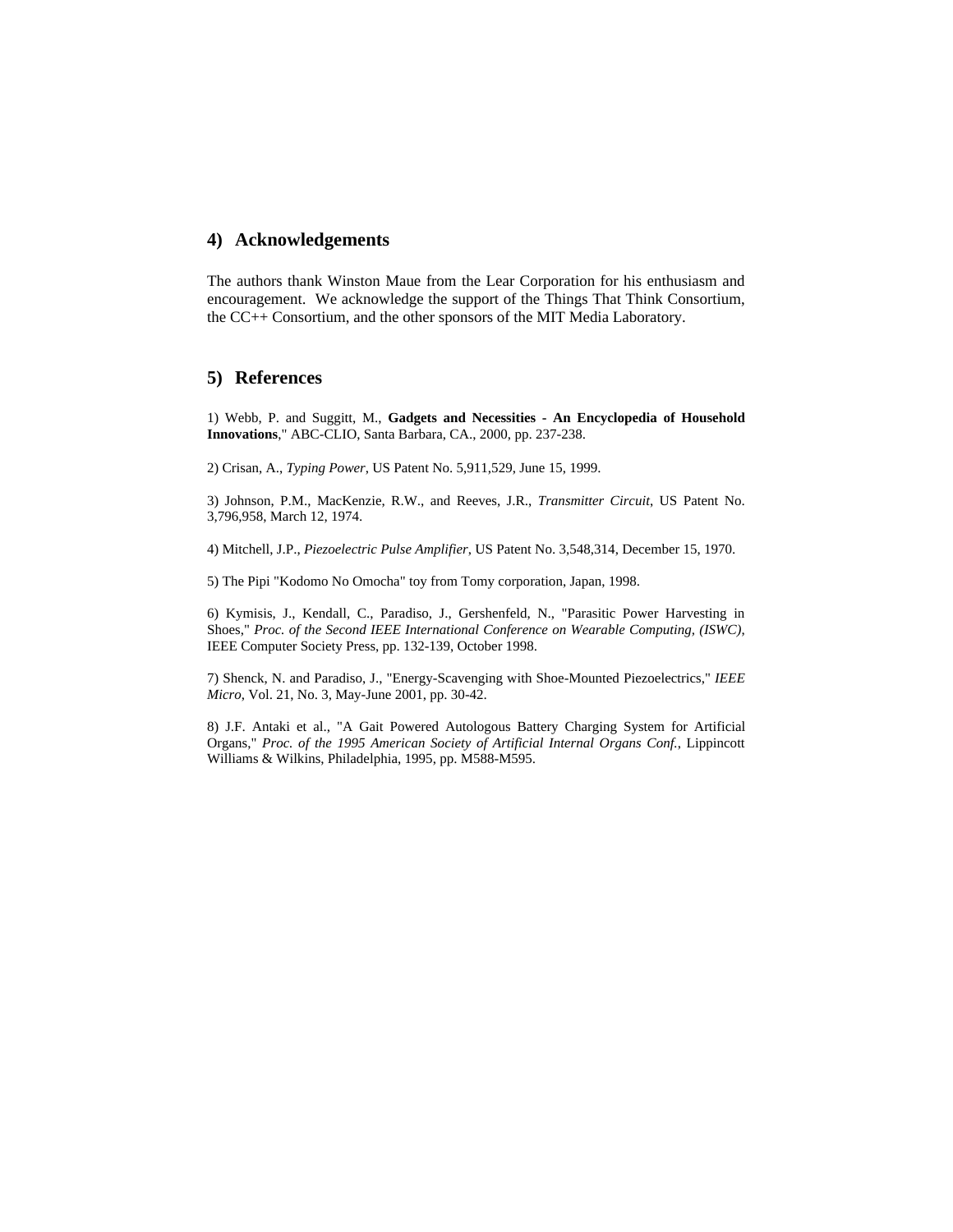## 4) Acknowledgements

The authors thank Winston Maue from the Lear Corporation for his enthusiasm and encouragement. We acknowledge the support of the Things That Think Consortium, the CC++ Consortium, and the other sponsors of the MIT Media Laboratory.

## 5) References

1) Webb, P. and Suggitt, M., **Gadgets and Necessities - An Encyclopedia of Household Innovations**," ABC-CLIO, Santa Barbara, CA., 2000, pp. 237-238.

2) Crisan, A., *Typing Power*, US Patent No. 5,911,529, June 15, 1999.

3) Johnson, P.M., MacKenzie, R.W., and Reeves, J.R., *Transmitter Circuit*, US Patent No. 3,796,958, March 12, 1974.

4) Mitchell, J.P., *Piezoelectric Pulse Amplifier*, US Patent No. 3,548,314, December 15, 1970.

5) The Pipi "Kodomo No Omocha" toy from Tomy corporation, Japan, 1998.

6) Kymisis, J., Kendall, C., Paradiso, J., Gershenfeld, N., "Parasitic Power Harvesting in Shoes," *Proc. of the Second IEEE International Conference on Wearable Computing, (ISWC)*, IEEE Computer Society Press, pp. 132-139, October 1998.

7) Shenck, N. and Paradiso, J., "Energy-Scavenging with Shoe-Mounted Piezoelectrics," *IEEE Micro*, Vol. 21, No. 3, May-June 2001, pp. 30-42.

8) J.F. Antaki et al., "A Gait Powered Autologous Battery Charging System for Artificial Organs," *Proc. of the 1995 American Society of Artificial Internal Organs Conf.*, Lippincott Williams & Wilkins, Philadelphia, 1995, pp. M588-M595.